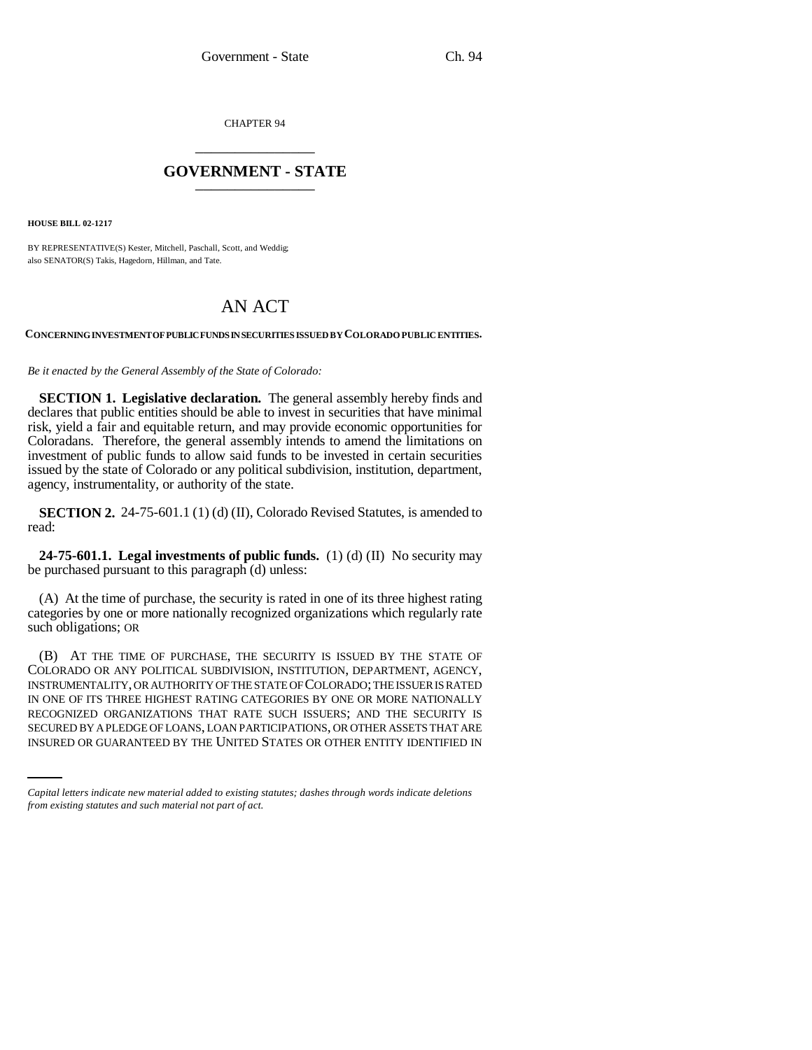CHAPTER 94

# GOVERNMENT - STATE

**HOUSE BILL 02-1217**

BY REPRESENTATIVE(S) Kester, Mitchell, Paschall, Scott, and Weddig;
also SENATOR(S) Takis, Hagedorn, Hillman, and Tate.

# AN ACT

**CONCERNING INVESTMENT OF PUBLIC FUNDS IN SECURITIES ISSUED BY COLORADO PUBLIC ENTITIES.**

*Be it enacted by the General Assembly of the State of Colorado:*

**SECTION 1. Legislative declaration.** The general assembly hereby finds and declares that public entities should be able to invest in securities that have minimal risk, yield a fair and equitable return, and may provide economic opportunities for Coloradans. Therefore, the general assembly intends to amend the limitations on investment of public funds to allow said funds to be invested in certain securities issued by the state of Colorado or any political subdivision, institution, department, agency, instrumentality, or authority of the state.

**SECTION 2.** 24-75-601.1 (1) (d) (II), Colorado Revised Statutes, is amended to read:

**24-75-601.1. Legal investments of public funds.** (1) (d) (II) No security may be purchased pursuant to this paragraph (d) unless:

(A) At the time of purchase, the security is rated in one of its three highest rating categories by one or more nationally recognized organizations which regularly rate such obligations; OR

(B) AT THE TIME OF PURCHASE, THE SECURITY IS ISSUED BY THE STATE OF COLORADO OR ANY POLITICAL SUBDIVISION, INSTITUTION, DEPARTMENT, AGENCY, INSTRUMENTALITY, OR AUTHORITY OF THE STATE OF COLORADO; THE ISSUER IS RATED IN ONE OF ITS THREE HIGHEST RATING CATEGORIES BY ONE OR MORE NATIONALLY RECOGNIZED ORGANIZATIONS THAT RATE SUCH ISSUERS; AND THE SECURITY IS SECURED BY A PLEDGE OF LOANS, LOAN PARTICIPATIONS, OR OTHER ASSETS THAT ARE INSURED OR GUARANTEED BY THE UNITED STATES OR OTHER ENTITY IDENTIFIED IN

*Capital letters indicate new material added to existing statutes; dashes through words indicate deletions from existing statutes and such material not part of act.*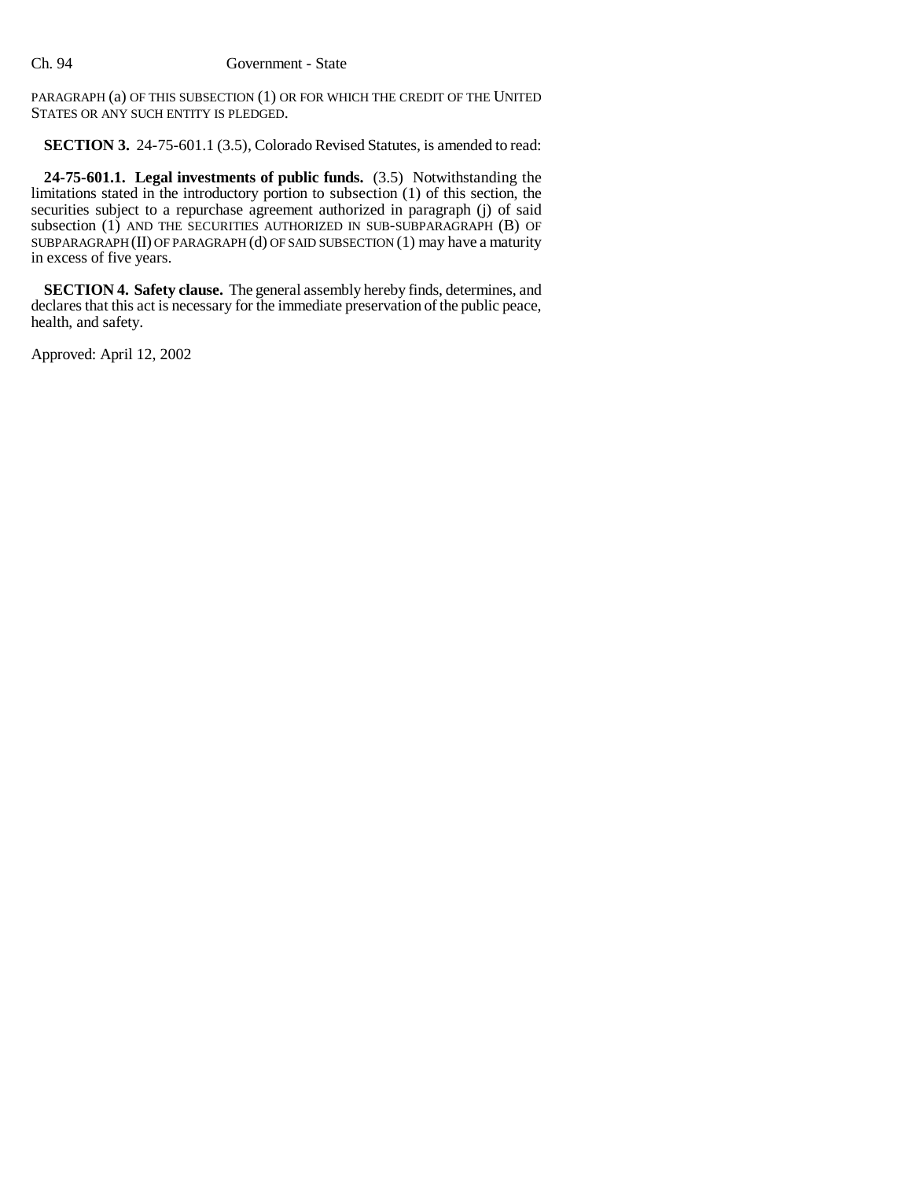PARAGRAPH (a) OF THIS SUBSECTION (1) OR FOR WHICH THE CREDIT OF THE UNITED STATES OR ANY SUCH ENTITY IS PLEDGED.

**SECTION 3.** 24-75-601.1 (3.5), Colorado Revised Statutes, is amended to read:

**24-75-601.1. Legal investments of public funds.** (3.5) Notwithstanding the limitations stated in the introductory portion to subsection (1) of this section, the securities subject to a repurchase agreement authorized in paragraph (j) of said subsection (1) AND THE SECURITIES AUTHORIZED IN SUB-SUBPARAGRAPH (B) OF SUBPARAGRAPH (II) OF PARAGRAPH (d) OF SAID SUBSECTION (1) may have a maturity in excess of five years.

**SECTION 4. Safety clause.** The general assembly hereby finds, determines, and declares that this act is necessary for the immediate preservation of the public peace, health, and safety.

Approved: April 12, 2002